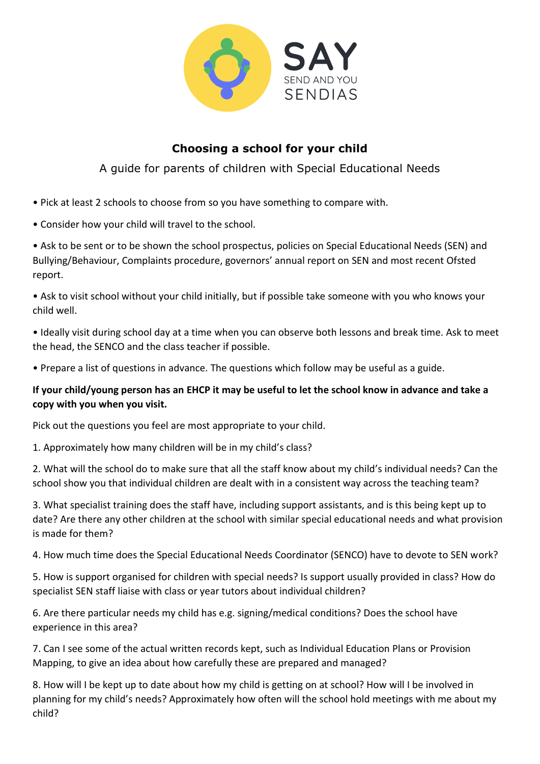SAY

SEND AND YOU

SENDIAS

## Choosing a school for your child

A guide for parents of children with Special Educational Needs

- Pick at least 2 schools to choose from so you have something to compare with.
- Consider how your child will travel to the school.
- Ask to be sent or to be shown the school prospectus, policies on Special Educational Needs (SEN) and Bullying/Behaviour, Complaints procedure, governors' annual report on SEN and most recent Ofsted report.
- Ask to visit school without your child initially, but if possible take someone with you who knows your child well.
- Ideally visit during school day at a time when you can observe both lessons and break time. Ask to meet the head, the SENCO and the class teacher if possible.
- Prepare a list of questions in advance. The questions which follow may be useful as a guide.

**If your child/young person has an EHCP it may be useful to let the school know in advance and take a copy with you when you visit.**

Pick out the questions you feel are most appropriate to your child.

1. Approximately how many children will be in my child's class?
2. What will the school do to make sure that all the staff know about my child's individual needs? Can the school show you that individual children are dealt with in a consistent way across the teaching team?
3. What specialist training does the staff have, including support assistants, and is this being kept up to date? Are there any other children at the school with similar special educational needs and what provision is made for them?
4. How much time does the Special Educational Needs Coordinator (SENCO) have to devote to SEN work?
5. How is support organised for children with special needs? Is support usually provided in class? How do specialist SEN staff liaise with class or year tutors about individual children?
6. Are there particular needs my child has e.g. signing/medical conditions? Does the school have experience in this area?
7. Can I see some of the actual written records kept, such as Individual Education Plans or Provision Mapping, to give an idea about how carefully these are prepared and managed?
8. How will I be kept up to date about how my child is getting on at school? How will I be involved in planning for my child's needs? Approximately how often will the school hold meetings with me about my child?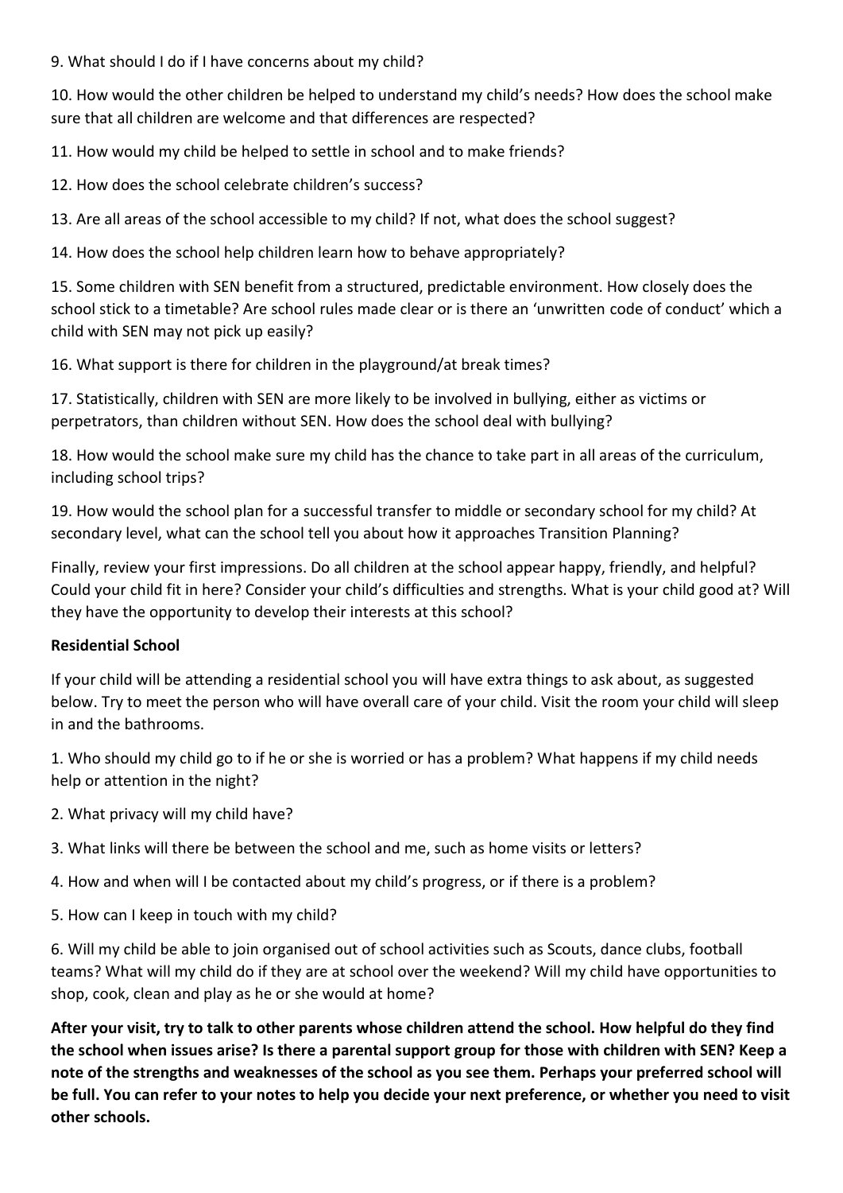9. What should I do if I have concerns about my child?

10. How would the other children be helped to understand my child's needs? How does the school make sure that all children are welcome and that differences are respected?

11. How would my child be helped to settle in school and to make friends?

12. How does the school celebrate children's success?

13. Are all areas of the school accessible to my child? If not, what does the school suggest?

14. How does the school help children learn how to behave appropriately?

15. Some children with SEN benefit from a structured, predictable environment. How closely does the school stick to a timetable? Are school rules made clear or is there an 'unwritten code of conduct' which a child with SEN may not pick up easily?

16. What support is there for children in the playground/at break times?

17. Statistically, children with SEN are more likely to be involved in bullying, either as victims or perpetrators, than children without SEN. How does the school deal with bullying?

18. How would the school make sure my child has the chance to take part in all areas of the curriculum, including school trips?

19. How would the school plan for a successful transfer to middle or secondary school for my child? At secondary level, what can the school tell you about how it approaches Transition Planning?

Finally, review your first impressions. Do all children at the school appear happy, friendly, and helpful? Could your child fit in here? Consider your child's difficulties and strengths. What is your child good at? Will they have the opportunity to develop their interests at this school?

**Residential School**

If your child will be attending a residential school you will have extra things to ask about, as suggested below. Try to meet the person who will have overall care of your child. Visit the room your child will sleep in and the bathrooms.

1. Who should my child go to if he or she is worried or has a problem? What happens if my child needs help or attention in the night?

2. What privacy will my child have?

3. What links will there be between the school and me, such as home visits or letters?

4. How and when will I be contacted about my child's progress, or if there is a problem?

5. How can I keep in touch with my child?

6. Will my child be able to join organised out of school activities such as Scouts, dance clubs, football teams? What will my child do if they are at school over the weekend? Will my child have opportunities to shop, cook, clean and play as he or she would at home?

**After your visit, try to talk to other parents whose children attend the school. How helpful do they find the school when issues arise? Is there a parental support group for those with children with SEN? Keep a note of the strengths and weaknesses of the school as you see them. Perhaps your preferred school will be full. You can refer to your notes to help you decide your next preference, or whether you need to visit other schools.**